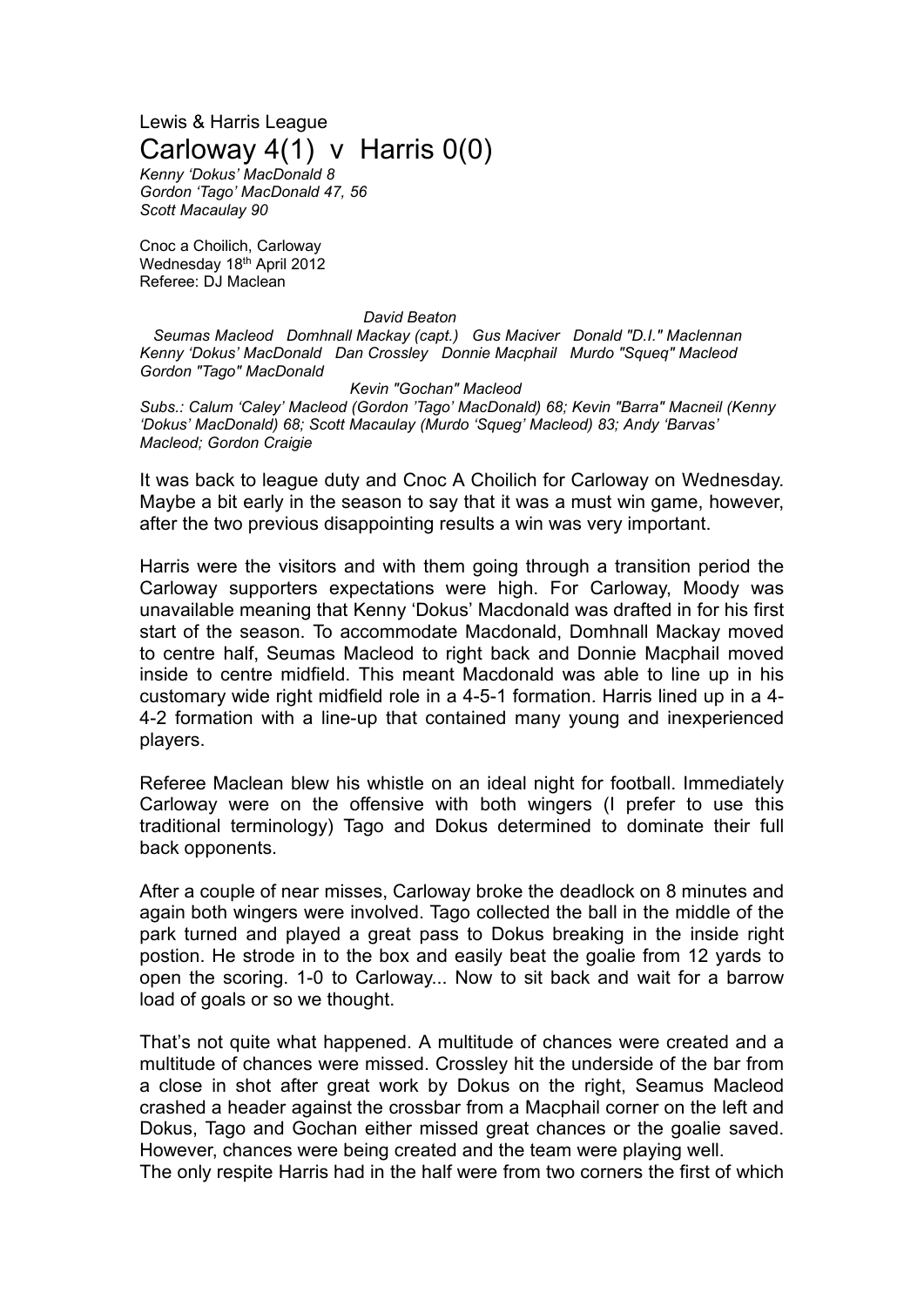Lewis & Harris League

# Carloway 4(1) v Harris 0(0)

*Kenny 'Dokus' MacDonald 8*
*Gordon 'Tago' MacDonald 47, 56*
*Scott Macaulay 90*

Cnoc a Choilich, Carloway
Wednesday 18th April 2012
Referee: DJ Maclean

*David Beaton*
*Seumas Macleod Domhnall Mackay (capt.) Gus Maciver Donald "D.I." Maclennan*
*Kenny 'Dokus' MacDonald Dan Crossley Donnie Macphail Murdo "Squeq" Macleod*
*Gordon "Tago" MacDonald*
*Kevin "Gochan" Macleod*
*Subs.: Calum 'Caley' Macleod (Gordon 'Tago' MacDonald) 68; Kevin "Barra" Macneil (Kenny 'Dokus' MacDonald) 68; Scott Macaulay (Murdo 'Squeg' Macleod) 83; Andy 'Barvas' Macleod; Gordon Craigie*

It was back to league duty and Cnoc A Choilich for Carloway on Wednesday. Maybe a bit early in the season to say that it was a must win game, however, after the two previous disappointing results a win was very important.

Harris were the visitors and with them going through a transition period the Carloway supporters expectations were high. For Carloway, Moody was unavailable meaning that Kenny 'Dokus' Macdonald was drafted in for his first start of the season. To accommodate Macdonald, Domhnall Mackay moved to centre half, Seumas Macleod to right back and Donnie Macphail moved inside to centre midfield. This meant Macdonald was able to line up in his customary wide right midfield role in a 4-5-1 formation. Harris lined up in a 4-4-2 formation with a line-up that contained many young and inexperienced players.

Referee Maclean blew his whistle on an ideal night for football. Immediately Carloway were on the offensive with both wingers (I prefer to use this traditional terminology) Tago and Dokus determined to dominate their full back opponents.

After a couple of near misses, Carloway broke the deadlock on 8 minutes and again both wingers were involved. Tago collected the ball in the middle of the park turned and played a great pass to Dokus breaking in the inside right postion. He strode in to the box and easily beat the goalie from 12 yards to open the scoring. 1-0 to Carloway... Now to sit back and wait for a barrow load of goals or so we thought.

That's not quite what happened. A multitude of chances were created and a multitude of chances were missed. Crossley hit the underside of the bar from a close in shot after great work by Dokus on the right, Seamus Macleod crashed a header against the crossbar from a Macphail corner on the left and Dokus, Tago and Gochan either missed great chances or the goalie saved. However, chances were being created and the team were playing well.
The only respite Harris had in the half were from two corners the first of which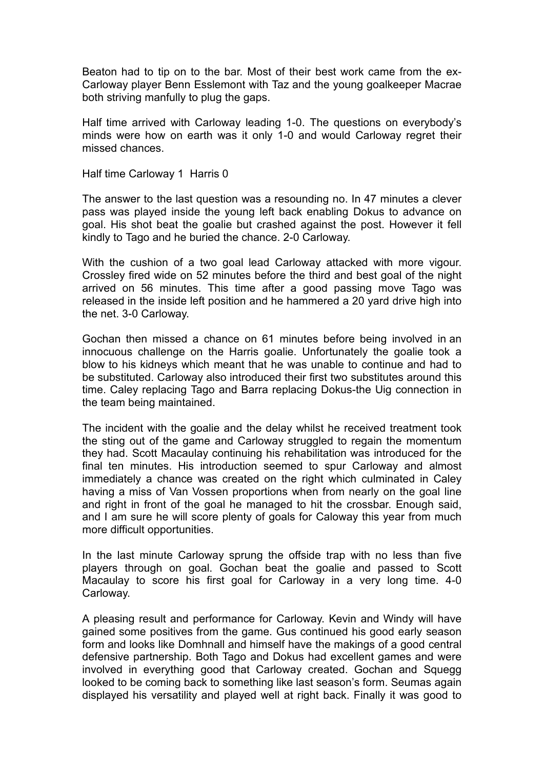Beaton had to tip on to the bar. Most of their best work came from the ex-Carloway player Benn Esslemont with Taz and the young goalkeeper Macrae both striving manfully to plug the gaps.

Half time arrived with Carloway leading 1-0. The questions on everybody's minds were how on earth was it only 1-0 and would Carloway regret their missed chances.

Half time Carloway 1 Harris 0

The answer to the last question was a resounding no. In 47 minutes a clever pass was played inside the young left back enabling Dokus to advance on goal. His shot beat the goalie but crashed against the post. However it fell kindly to Tago and he buried the chance. 2-0 Carloway.

With the cushion of a two goal lead Carloway attacked with more vigour. Crossley fired wide on 52 minutes before the third and best goal of the night arrived on 56 minutes. This time after a good passing move Tago was released in the inside left position and he hammered a 20 yard drive high into the net. 3-0 Carloway.

Gochan then missed a chance on 61 minutes before being involved in an innocuous challenge on the Harris goalie. Unfortunately the goalie took a blow to his kidneys which meant that he was unable to continue and had to be substituted. Carloway also introduced their first two substitutes around this time. Caley replacing Tago and Barra replacing Dokus-the Uig connection in the team being maintained.

The incident with the goalie and the delay whilst he received treatment took the sting out of the game and Carloway struggled to regain the momentum they had. Scott Macaulay continuing his rehabilitation was introduced for the final ten minutes. His introduction seemed to spur Carloway and almost immediately a chance was created on the right which culminated in Caley having a miss of Van Vossen proportions when from nearly on the goal line and right in front of the goal he managed to hit the crossbar. Enough said, and I am sure he will score plenty of goals for Caloway this year from much more difficult opportunities.

In the last minute Carloway sprung the offside trap with no less than five players through on goal. Gochan beat the goalie and passed to Scott Macaulay to score his first goal for Carloway in a very long time. 4-0 Carloway.

A pleasing result and performance for Carloway. Kevin and Windy will have gained some positives from the game. Gus continued his good early season form and looks like Domhnall and himself have the makings of a good central defensive partnership. Both Tago and Dokus had excellent games and were involved in everything good that Carloway created. Gochan and Squegg looked to be coming back to something like last season's form. Seumas again displayed his versatility and played well at right back. Finally it was good to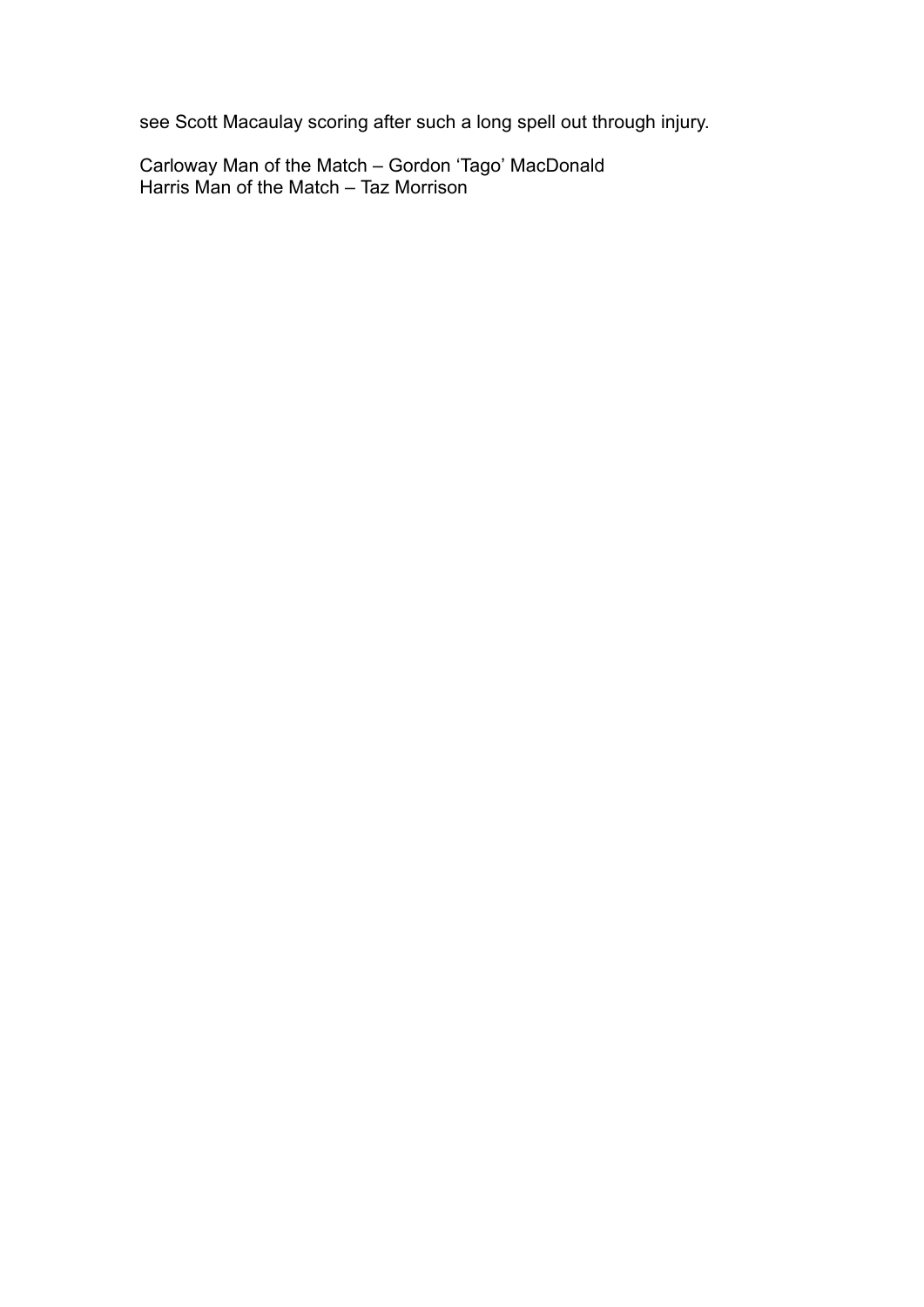see Scott Macaulay scoring after such a long spell out through injury.

Carloway Man of the Match – Gordon 'Tago' MacDonald
Harris Man of the Match – Taz Morrison